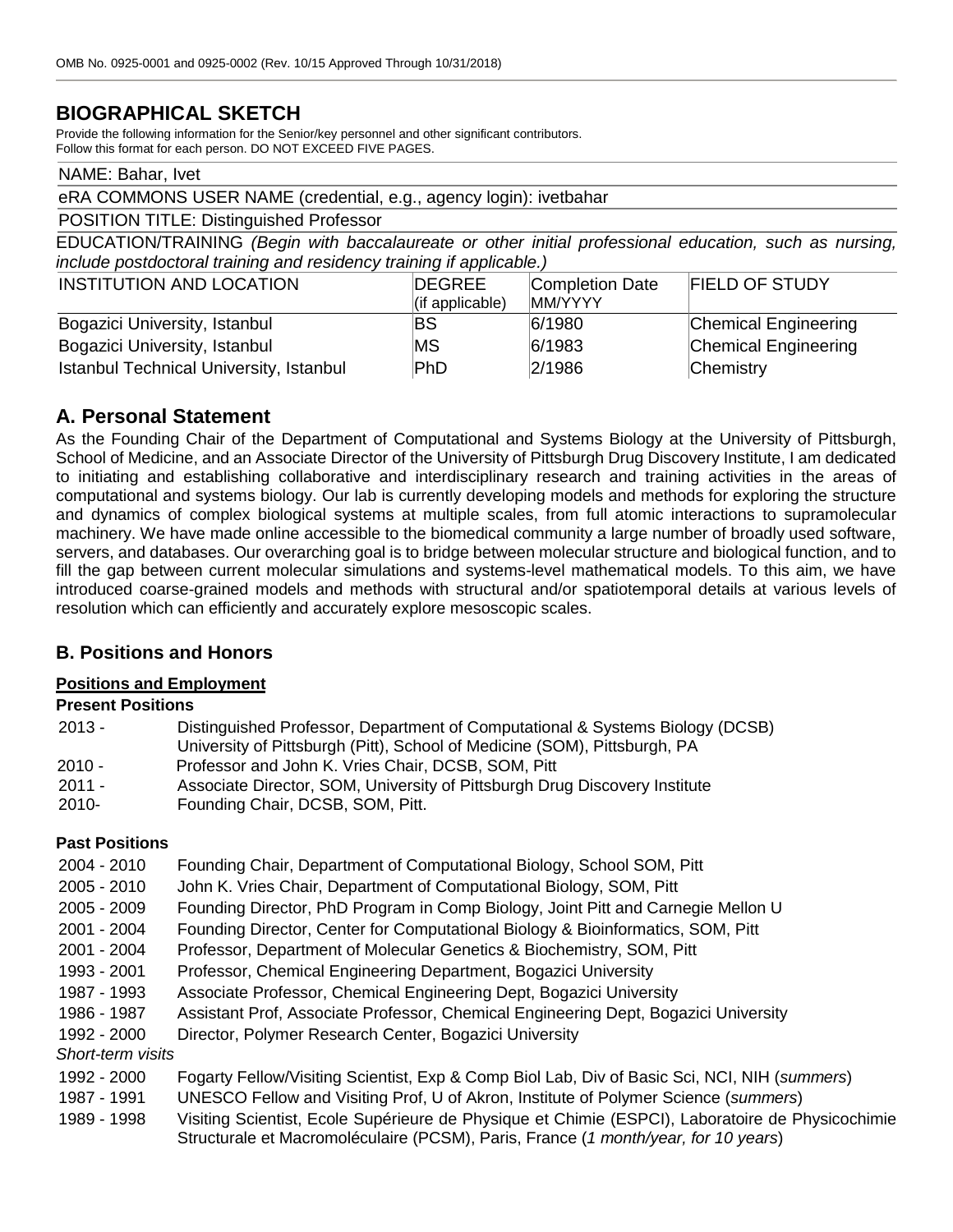OMB No. 0925-0001 and 0925-0002 (Rev. 10/15 Approved Through 10/31/2018)

# BIOGRAPHICAL SKETCH

Provide the following information for the Senior/key personnel and other significant contributors.
Follow this format for each person. DO NOT EXCEED FIVE PAGES.

NAME: Bahar, Ivet

eRA COMMONS USER NAME (credential, e.g., agency login): ivetbahar

POSITION TITLE: Distinguished Professor

EDUCATION/TRAINING *(Begin with baccalaureate or other initial professional education, such as nursing, include postdoctoral training and residency training if applicable.)*

| INSTITUTION AND LOCATION | DEGREE (if applicable) | Completion Date MM/YYYY | FIELD OF STUDY |
|---|---|---|---|
| Bogazici University, Istanbul | BS | 6/1980 | Chemical Engineering |
| Bogazici University, Istanbul | MS | 6/1983 | Chemical Engineering |
| Istanbul Technical University, Istanbul | PhD | 2/1986 | Chemistry |

## A. Personal Statement

As the Founding Chair of the Department of Computational and Systems Biology at the University of Pittsburgh, School of Medicine, and an Associate Director of the University of Pittsburgh Drug Discovery Institute, I am dedicated to initiating and establishing collaborative and interdisciplinary research and training activities in the areas of computational and systems biology. Our lab is currently developing models and methods for exploring the structure and dynamics of complex biological systems at multiple scales, from full atomic interactions to supramolecular machinery. We have made online accessible to the biomedical community a large number of broadly used software, servers, and databases. Our overarching goal is to bridge between molecular structure and biological function, and to fill the gap between current molecular simulations and systems-level mathematical models. To this aim, we have introduced coarse-grained models and methods with structural and/or spatiotemporal details at various levels of resolution which can efficiently and accurately explore mesoscopic scales.

## B. Positions and Honors

**Positions and Employment**

**Present Positions**

- 2013 - Distinguished Professor, Department of Computational & Systems Biology (DCSB) University of Pittsburgh (Pitt), School of Medicine (SOM), Pittsburgh, PA
- 2010 - Professor and John K. Vries Chair, DCSB, SOM, Pitt
- 2011 - Associate Director, SOM, University of Pittsburgh Drug Discovery Institute
- 2010- Founding Chair, DCSB, SOM, Pitt.

**Past Positions**

- 2004 - 2010 Founding Chair, Department of Computational Biology, School SOM, Pitt
- 2005 - 2010 John K. Vries Chair, Department of Computational Biology, SOM, Pitt
- 2005 - 2009 Founding Director, PhD Program in Comp Biology, Joint Pitt and Carnegie Mellon U
- 2001 - 2004 Founding Director, Center for Computational Biology & Bioinformatics, SOM, Pitt
- 2001 - 2004 Professor, Department of Molecular Genetics & Biochemistry, SOM, Pitt
- 1993 - 2001 Professor, Chemical Engineering Department, Bogazici University
- 1987 - 1993 Associate Professor, Chemical Engineering Dept, Bogazici University
- 1986 - 1987 Assistant Prof, Associate Professor, Chemical Engineering Dept, Bogazici University
- 1992 - 2000 Director, Polymer Research Center, Bogazici University

*Short-term visits*

- 1992 - 2000 Fogarty Fellow/Visiting Scientist, Exp & Comp Biol Lab, Div of Basic Sci, NCI, NIH (*summers*)
- 1987 - 1991 UNESCO Fellow and Visiting Prof, U of Akron, Institute of Polymer Science (*summers*)
- 1989 - 1998 Visiting Scientist, Ecole Supérieure de Physique et Chimie (ESPCI), Laboratoire de Physicochimie Structurale et Macromoléculaire (PCSM), Paris, France (*1 month/year, for 10 years*)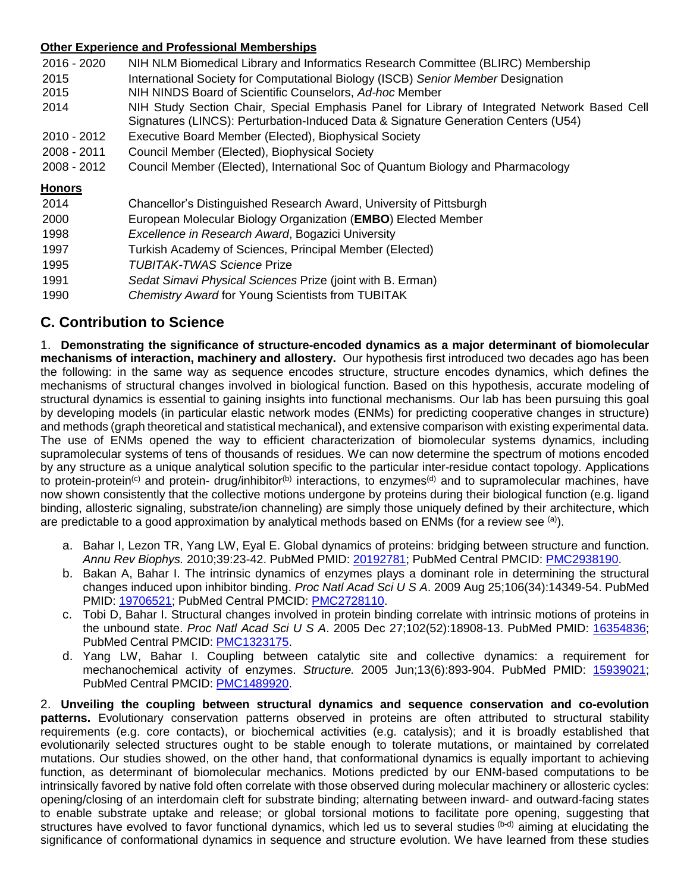**Other Experience and Professional Memberships**

| | |
|---|---|
| 2016 - 2020 | NIH NLM Biomedical Library and Informatics Research Committee (BLIRC) Membership |
| 2015 | International Society for Computational Biology (ISCB) *Senior Member* Designation |
| 2015 | NIH NINDS Board of Scientific Counselors, *Ad-hoc* Member |
| 2014 | NIH Study Section Chair, Special Emphasis Panel for Library of Integrated Network Based Cell Signatures (LINCS): Perturbation-Induced Data & Signature Generation Centers (U54) |
| 2010 - 2012 | Executive Board Member (Elected), Biophysical Society |
| 2008 - 2011 | Council Member (Elected), Biophysical Society |
| 2008 - 2012 | Council Member (Elected), International Soc of Quantum Biology and Pharmacology |

**Honors**

| | |
|---|---|
| 2014 | Chancellor's Distinguished Research Award, University of Pittsburgh |
| 2000 | European Molecular Biology Organization (**EMBO**) Elected Member |
| 1998 | *Excellence in Research Award*, Bogazici University |
| 1997 | Turkish Academy of Sciences, Principal Member (Elected) |
| 1995 | *TUBITAK-TWAS Science* Prize |
| 1991 | *Sedat Simavi Physical Sciences* Prize (joint with B. Erman) |
| 1990 | *Chemistry Award* for Young Scientists from TUBITAK |

## C. Contribution to Science

1. **Demonstrating the significance of structure-encoded dynamics as a major determinant of biomolecular mechanisms of interaction, machinery and allostery.** Our hypothesis first introduced two decades ago has been the following: in the same way as sequence encodes structure, structure encodes dynamics, which defines the mechanisms of structural changes involved in biological function. Based on this hypothesis, accurate modeling of structural dynamics is essential to gaining insights into functional mechanisms. Our lab has been pursuing this goal by developing models (in particular elastic network modes (ENMs) for predicting cooperative changes in structure) and methods (graph theoretical and statistical mechanical), and extensive comparison with existing experimental data. The use of ENMs opened the way to efficient characterization of biomolecular systems dynamics, including supramolecular systems of tens of thousands of residues. We can now determine the spectrum of motions encoded by any structure as a unique analytical solution specific to the particular inter-residue contact topology. Applications to protein-protein[(c)] and protein- drug/inhibitor[(b)] interactions, to enzymes[(d)] and to supramolecular machines, have now shown consistently that the collective motions undergone by proteins during their biological function (e.g. ligand binding, allosteric signaling, substrate/ion channeling) are simply those uniquely defined by their architecture, which are predictable to a good approximation by analytical methods based on ENMs (for a review see [(a)]).

   a. Bahar I, Lezon TR, Yang LW, Eyal E. Global dynamics of proteins: bridging between structure and function. *Annu Rev Biophys.* 2010;39:23-42. PubMed PMID: 20192781; PubMed Central PMCID: PMC2938190.
   b. Bakan A, Bahar I. The intrinsic dynamics of enzymes plays a dominant role in determining the structural changes induced upon inhibitor binding. *Proc Natl Acad Sci U S A*. 2009 Aug 25;106(34):14349-54. PubMed PMID: 19706521; PubMed Central PMCID: PMC2728110.
   c. Tobi D, Bahar I. Structural changes involved in protein binding correlate with intrinsic motions of proteins in the unbound state. *Proc Natl Acad Sci U S A*. 2005 Dec 27;102(52):18908-13. PubMed PMID: 16354836; PubMed Central PMCID: PMC1323175.
   d. Yang LW, Bahar I. Coupling between catalytic site and collective dynamics: a requirement for mechanochemical activity of enzymes. *Structure.* 2005 Jun;13(6):893-904. PubMed PMID: 15939021; PubMed Central PMCID: PMC1489920.

2. **Unveiling the coupling between structural dynamics and sequence conservation and co-evolution patterns.** Evolutionary conservation patterns observed in proteins are often attributed to structural stability requirements (e.g. core contacts), or biochemical activities (e.g. catalysis); and it is broadly established that evolutionarily selected structures ought to be stable enough to tolerate mutations, or maintained by correlated mutations. Our studies showed, on the other hand, that conformational dynamics is equally important to achieving function, as determinant of biomolecular mechanics. Motions predicted by our ENM-based computations to be intrinsically favored by native fold often correlate with those observed during molecular machinery or allosteric cycles: opening/closing of an interdomain cleft for substrate binding; alternating between inward- and outward-facing states to enable substrate uptake and release; or global torsional motions to facilitate pore opening, suggesting that structures have evolved to favor functional dynamics, which led us to several studies [(b-d)] aiming at elucidating the significance of conformational dynamics in sequence and structure evolution. We have learned from these studies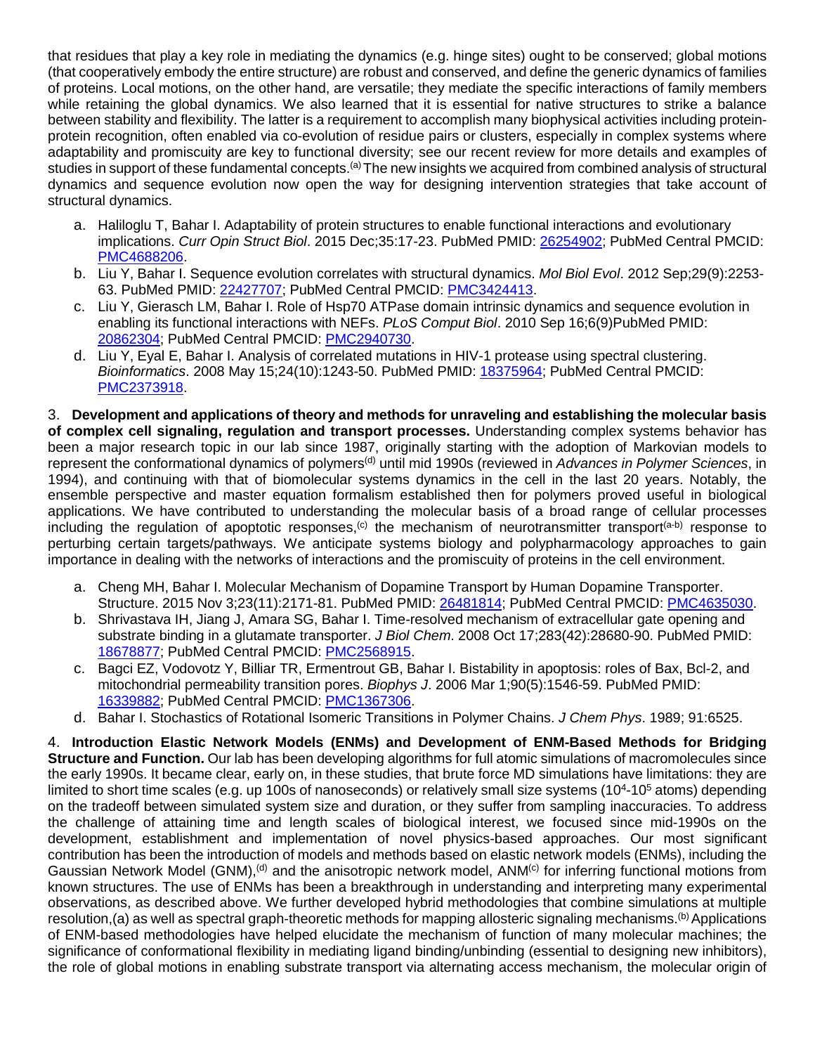that residues that play a key role in mediating the dynamics (e.g. hinge sites) ought to be conserved; global motions (that cooperatively embody the entire structure) are robust and conserved, and define the generic dynamics of families of proteins. Local motions, on the other hand, are versatile; they mediate the specific interactions of family members while retaining the global dynamics. We also learned that it is essential for native structures to strike a balance between stability and flexibility. The latter is a requirement to accomplish many biophysical activities including protein-protein recognition, often enabled via co-evolution of residue pairs or clusters, especially in complex systems where adaptability and promiscuity are key to functional diversity; see our recent review for more details and examples of studies in support of these fundamental concepts.[a] The new insights we acquired from combined analysis of structural dynamics and sequence evolution now open the way for designing intervention strategies that take account of structural dynamics.

a. Haliloglu T, Bahar I. Adaptability of protein structures to enable functional interactions and evolutionary implications. *Curr Opin Struct Biol*. 2015 Dec;35:17-23. PubMed PMID: 26254902; PubMed Central PMCID: PMC4688206.
b. Liu Y, Bahar I. Sequence evolution correlates with structural dynamics. *Mol Biol Evol*. 2012 Sep;29(9):2253-63. PubMed PMID: 22427707; PubMed Central PMCID: PMC3424413.
c. Liu Y, Gierasch LM, Bahar I. Role of Hsp70 ATPase domain intrinsic dynamics and sequence evolution in enabling its functional interactions with NEFs. *PLoS Comput Biol*. 2010 Sep 16;6(9)PubMed PMID: 20862304; PubMed Central PMCID: PMC2940730.
d. Liu Y, Eyal E, Bahar I. Analysis of correlated mutations in HIV-1 protease using spectral clustering. *Bioinformatics*. 2008 May 15;24(10):1243-50. PubMed PMID: 18375964; PubMed Central PMCID: PMC2373918.

3. **Development and applications of theory and methods for unraveling and establishing the molecular basis of complex cell signaling, regulation and transport processes.** Understanding complex systems behavior has been a major research topic in our lab since 1987, originally starting with the adoption of Markovian models to represent the conformational dynamics of polymers[d] until mid 1990s (reviewed in *Advances in Polymer Sciences*, in 1994), and continuing with that of biomolecular systems dynamics in the cell in the last 20 years. Notably, the ensemble perspective and master equation formalism established then for polymers proved useful in biological applications. We have contributed to understanding the molecular basis of a broad range of cellular processes including the regulation of apoptotic responses,[c] the mechanism of neurotransmitter transport[a-b] response to perturbing certain targets/pathways. We anticipate systems biology and polypharmacology approaches to gain importance in dealing with the networks of interactions and the promiscuity of proteins in the cell environment.

a. Cheng MH, Bahar I. Molecular Mechanism of Dopamine Transport by Human Dopamine Transporter. Structure. 2015 Nov 3;23(11):2171-81. PubMed PMID: 26481814; PubMed Central PMCID: PMC4635030.
b. Shrivastava IH, Jiang J, Amara SG, Bahar I. Time-resolved mechanism of extracellular gate opening and substrate binding in a glutamate transporter. *J Biol Chem*. 2008 Oct 17;283(42):28680-90. PubMed PMID: 18678877; PubMed Central PMCID: PMC2568915.
c. Bagci EZ, Vodovotz Y, Billiar TR, Ermentrout GB, Bahar I. Bistability in apoptosis: roles of Bax, Bcl-2, and mitochondrial permeability transition pores. *Biophys J*. 2006 Mar 1;90(5):1546-59. PubMed PMID: 16339882; PubMed Central PMCID: PMC1367306.
d. Bahar I. Stochastics of Rotational Isomeric Transitions in Polymer Chains. *J Chem Phys*. 1989; 91:6525.

4. **Introduction Elastic Network Models (ENMs) and Development of ENM-Based Methods for Bridging Structure and Function.** Our lab has been developing algorithms for full atomic simulations of macromolecules since the early 1990s. It became clear, early on, in these studies, that brute force MD simulations have limitations: they are limited to short time scales (e.g. up 100s of nanoseconds) or relatively small size systems ($10^4$-$10^5$ atoms) depending on the tradeoff between simulated system size and duration, or they suffer from sampling inaccuracies. To address the challenge of attaining time and length scales of biological interest, we focused since mid-1990s on the development, establishment and implementation of novel physics-based approaches. Our most significant contribution has been the introduction of models and methods based on elastic network models (ENMs), including the Gaussian Network Model (GNM),[d] and the anisotropic network model, ANM[c] for inferring functional motions from known structures. The use of ENMs has been a breakthrough in understanding and interpreting many experimental observations, as described above. We further developed hybrid methodologies that combine simulations at multiple resolution,(a) as well as spectral graph-theoretic methods for mapping allosteric signaling mechanisms.[b] Applications of ENM-based methodologies have helped elucidate the mechanism of function of many molecular machines; the significance of conformational flexibility in mediating ligand binding/unbinding (essential to designing new inhibitors), the role of global motions in enabling substrate transport via alternating access mechanism, the molecular origin of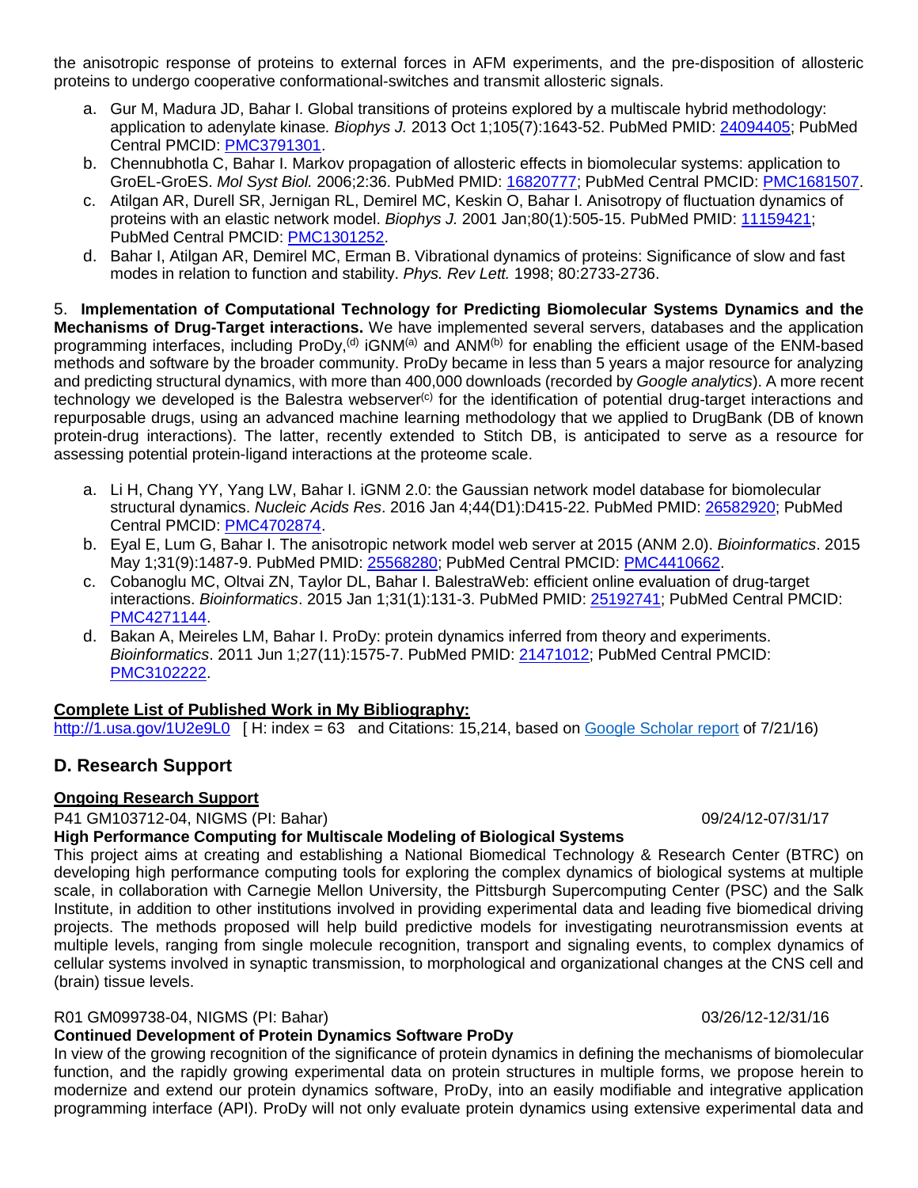the anisotropic response of proteins to external forces in AFM experiments, and the pre-disposition of allosteric proteins to undergo cooperative conformational-switches and transmit allosteric signals.

a. Gur M, Madura JD, Bahar I. Global transitions of proteins explored by a multiscale hybrid methodology: application to adenylate kinase. *Biophys J.* 2013 Oct 1;105(7):1643-52. PubMed PMID: 24094405; PubMed Central PMCID: PMC3791301.
b. Chennubhotla C, Bahar I. Markov propagation of allosteric effects in biomolecular systems: application to GroEL-GroES. *Mol Syst Biol.* 2006;2:36. PubMed PMID: 16820777; PubMed Central PMCID: PMC1681507.
c. Atilgan AR, Durell SR, Jernigan RL, Demirel MC, Keskin O, Bahar I. Anisotropy of fluctuation dynamics of proteins with an elastic network model. *Biophys J.* 2001 Jan;80(1):505-15. PubMed PMID: 11159421; PubMed Central PMCID: PMC1301252.
d. Bahar I, Atilgan AR, Demirel MC, Erman B. Vibrational dynamics of proteins: Significance of slow and fast modes in relation to function and stability. *Phys. Rev Lett.* 1998; 80:2733-2736.

5. **Implementation of Computational Technology for Predicting Biomolecular Systems Dynamics and the Mechanisms of Drug-Target interactions.** We have implemented several servers, databases and the application programming interfaces, including ProDy,[d] iGNM[a] and ANM[b] for enabling the efficient usage of the ENM-based methods and software by the broader community. ProDy became in less than 5 years a major resource for analyzing and predicting structural dynamics, with more than 400,000 downloads (recorded by *Google analytics*). A more recent technology we developed is the Balestra webserver[c] for the identification of potential drug-target interactions and repurposable drugs, using an advanced machine learning methodology that we applied to DrugBank (DB of known protein-drug interactions). The latter, recently extended to Stitch DB, is anticipated to serve as a resource for assessing potential protein-ligand interactions at the proteome scale.

a. Li H, Chang YY, Yang LW, Bahar I. iGNM 2.0: the Gaussian network model database for biomolecular structural dynamics. *Nucleic Acids Res*. 2016 Jan 4;44(D1):D415-22. PubMed PMID: 26582920; PubMed Central PMCID: PMC4702874.
b. Eyal E, Lum G, Bahar I. The anisotropic network model web server at 2015 (ANM 2.0). *Bioinformatics*. 2015 May 1;31(9):1487-9. PubMed PMID: 25568280; PubMed Central PMCID: PMC4410662.
c. Cobanoglu MC, Oltvai ZN, Taylor DL, Bahar I. BalestraWeb: efficient online evaluation of drug-target interactions. *Bioinformatics*. 2015 Jan 1;31(1):131-3. PubMed PMID: 25192741; PubMed Central PMCID: PMC4271144.
d. Bakan A, Meireles LM, Bahar I. ProDy: protein dynamics inferred from theory and experiments. *Bioinformatics*. 2011 Jun 1;27(11):1575-7. PubMed PMID: 21471012; PubMed Central PMCID: PMC3102222.

**Complete List of Published Work in My Bibliography:**
http://1.usa.gov/1U2e9L0 [ H: index = 63 and Citations: 15,214, based on Google Scholar report of 7/21/16)

## D. Research Support

**Ongoing Research Support**

P41 GM103712-04, NIGMS (PI: Bahar) 09/24/12-07/31/17
**High Performance Computing for Multiscale Modeling of Biological Systems**
This project aims at creating and establishing a National Biomedical Technology & Research Center (BTRC) on developing high performance computing tools for exploring the complex dynamics of biological systems at multiple scale, in collaboration with Carnegie Mellon University, the Pittsburgh Supercomputing Center (PSC) and the Salk Institute, in addition to other institutions involved in providing experimental data and leading five biomedical driving projects. The methods proposed will help build predictive models for investigating neurotransmission events at multiple levels, ranging from single molecule recognition, transport and signaling events, to complex dynamics of cellular systems involved in synaptic transmission, to morphological and organizational changes at the CNS cell and (brain) tissue levels.

R01 GM099738-04, NIGMS (PI: Bahar) 03/26/12-12/31/16
**Continued Development of Protein Dynamics Software ProDy**
In view of the growing recognition of the significance of protein dynamics in defining the mechanisms of biomolecular function, and the rapidly growing experimental data on protein structures in multiple forms, we propose herein to modernize and extend our protein dynamics software, ProDy, into an easily modifiable and integrative application programming interface (API). ProDy will not only evaluate protein dynamics using extensive experimental data and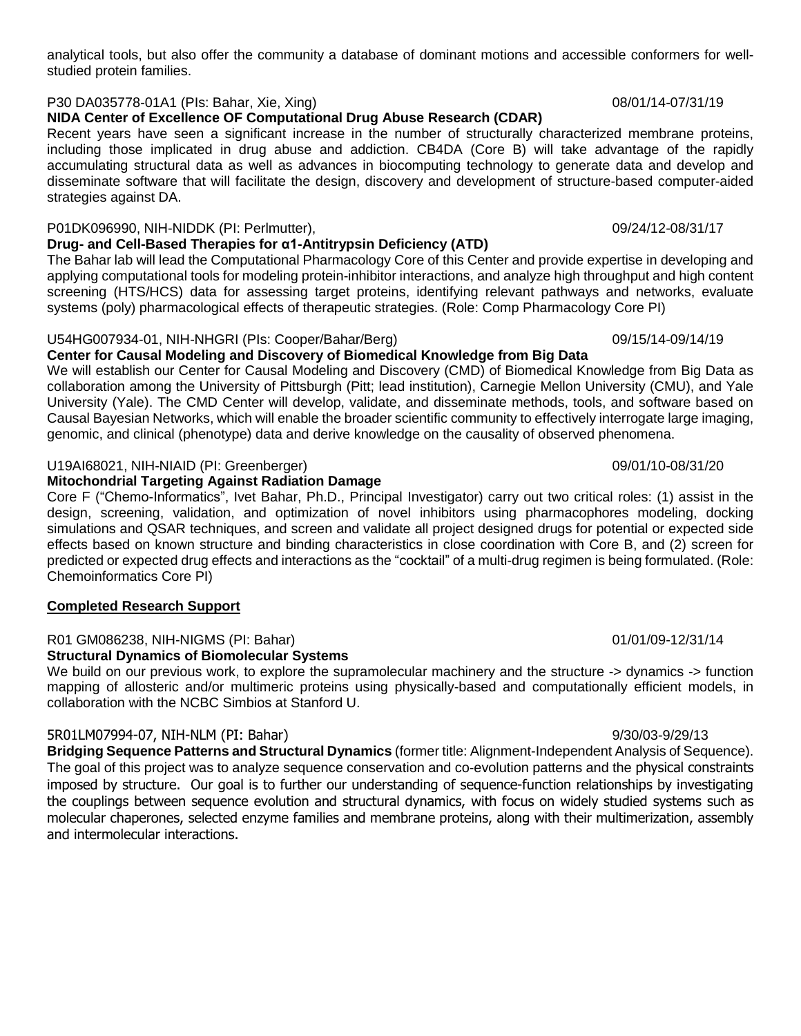analytical tools, but also offer the community a database of dominant motions and accessible conformers for well-studied protein families.

P30 DA035778-01A1 (PIs: Bahar, Xie, Xing) 08/01/14-07/31/19
**NIDA Center of Excellence OF Computational Drug Abuse Research (CDAR)**
Recent years have seen a significant increase in the number of structurally characterized membrane proteins, including those implicated in drug abuse and addiction. CB4DA (Core B) will take advantage of the rapidly accumulating structural data as well as advances in biocomputing technology to generate data and develop and disseminate software that will facilitate the design, discovery and development of structure-based computer-aided strategies against DA.

P01DK096990, NIH-NIDDK (PI: Perlmutter), 09/24/12-08/31/17
**Drug- and Cell-Based Therapies for α1-Antitrypsin Deficiency (ATD)**
The Bahar lab will lead the Computational Pharmacology Core of this Center and provide expertise in developing and applying computational tools for modeling protein-inhibitor interactions, and analyze high throughput and high content screening (HTS/HCS) data for assessing target proteins, identifying relevant pathways and networks, evaluate systems (poly) pharmacological effects of therapeutic strategies. (Role: Comp Pharmacology Core PI)

U54HG007934-01, NIH-NHGRI (PIs: Cooper/Bahar/Berg) 09/15/14-09/14/19
**Center for Causal Modeling and Discovery of Biomedical Knowledge from Big Data**
We will establish our Center for Causal Modeling and Discovery (CMD) of Biomedical Knowledge from Big Data as collaboration among the University of Pittsburgh (Pitt; lead institution), Carnegie Mellon University (CMU), and Yale University (Yale). The CMD Center will develop, validate, and disseminate methods, tools, and software based on Causal Bayesian Networks, which will enable the broader scientific community to effectively interrogate large imaging, genomic, and clinical (phenotype) data and derive knowledge on the causality of observed phenomena.

U19AI68021, NIH-NIAID (PI: Greenberger) 09/01/10-08/31/20
**Mitochondrial Targeting Against Radiation Damage**
Core F ("Chemo-Informatics", Ivet Bahar, Ph.D., Principal Investigator) carry out two critical roles: (1) assist in the design, screening, validation, and optimization of novel inhibitors using pharmacophores modeling, docking simulations and QSAR techniques, and screen and validate all project designed drugs for potential or expected side effects based on known structure and binding characteristics in close coordination with Core B, and (2) screen for predicted or expected drug effects and interactions as the "cocktail" of a multi-drug regimen is being formulated. (Role: Chemoinformatics Core PI)

**Completed Research Support**

R01 GM086238, NIH-NIGMS (PI: Bahar) 01/01/09-12/31/14
**Structural Dynamics of Biomolecular Systems**
We build on our previous work, to explore the supramolecular machinery and the structure -> dynamics -> function mapping of allosteric and/or multimeric proteins using physically-based and computationally efficient models, in collaboration with the NCBC Simbios at Stanford U.

5R01LM07994-07, NIH-NLM (PI: Bahar) 9/30/03-9/29/13
**Bridging Sequence Patterns and Structural Dynamics** (former title: Alignment-Independent Analysis of Sequence). The goal of this project was to analyze sequence conservation and co-evolution patterns and the physical constraints imposed by structure. Our goal is to further our understanding of sequence-function relationships by investigating the couplings between sequence evolution and structural dynamics, with focus on widely studied systems such as molecular chaperones, selected enzyme families and membrane proteins, along with their multimerization, assembly and intermolecular interactions.